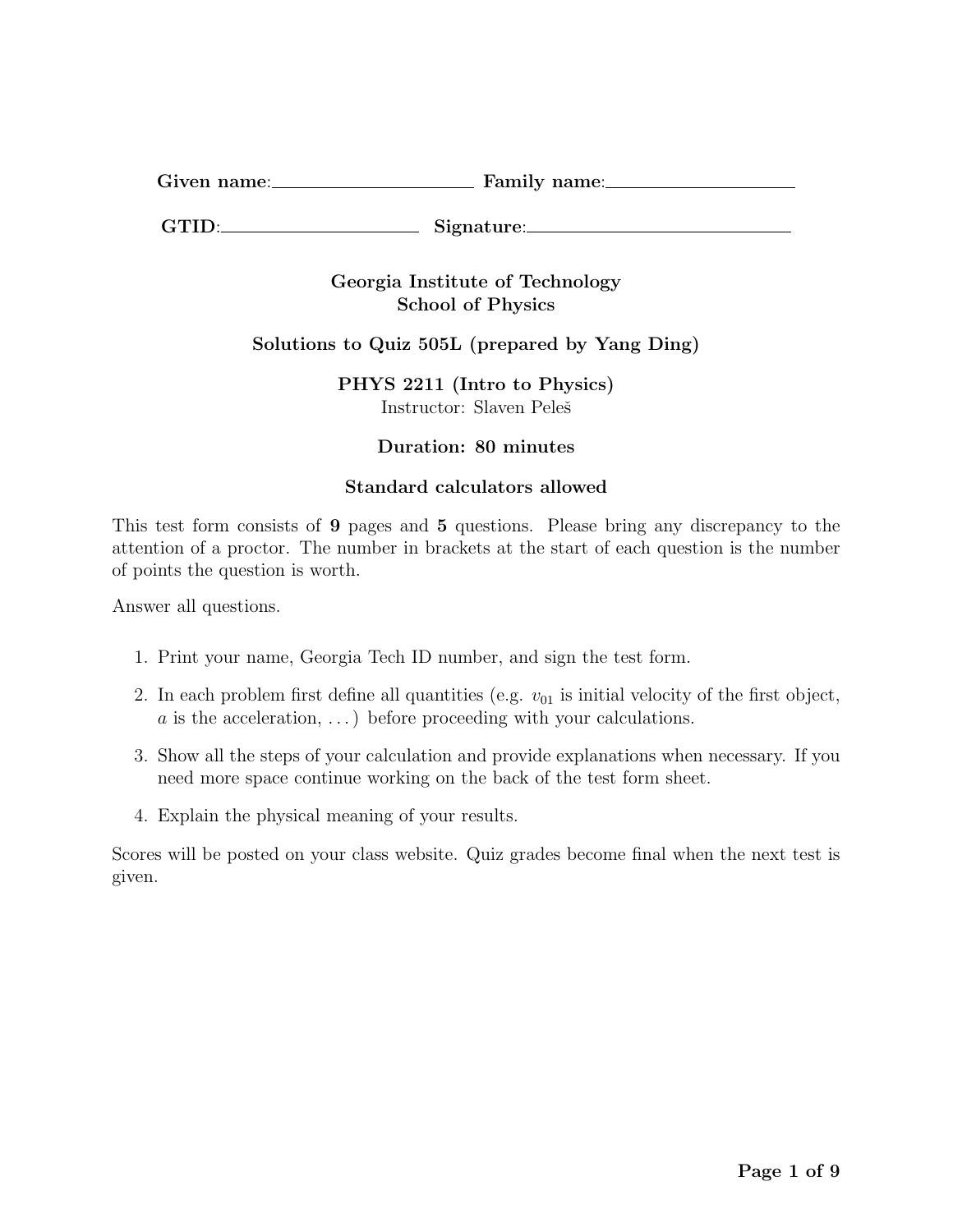**Given name**: ____________________ **Family name**: ____________________

**GTID**: ____________________ **Signature**: ____________________

**Georgia Institute of Technology**
**School of Physics**

**Solutions to Quiz 505L (prepared by Yang Ding)**

**PHYS 2211 (Intro to Physics)**
Instructor: Slaven Peleš

**Duration: 80 minutes**

**Standard calculators allowed**

This test form consists of **9** pages and **5** questions. Please bring any discrepancy to the attention of a proctor. The number in brackets at the start of each question is the number of points the question is worth.

Answer all questions.

1. Print your name, Georgia Tech ID number, and sign the test form.
2. In each problem first define all quantities (e.g. $v_{01}$ is initial velocity of the first object, $a$ is the acceleration, ...) before proceeding with your calculations.
3. Show all the steps of your calculation and provide explanations when necessary. If you need more space continue working on the back of the test form sheet.
4. Explain the physical meaning of your results.

Scores will be posted on your class website. Quiz grades become final when the next test is given.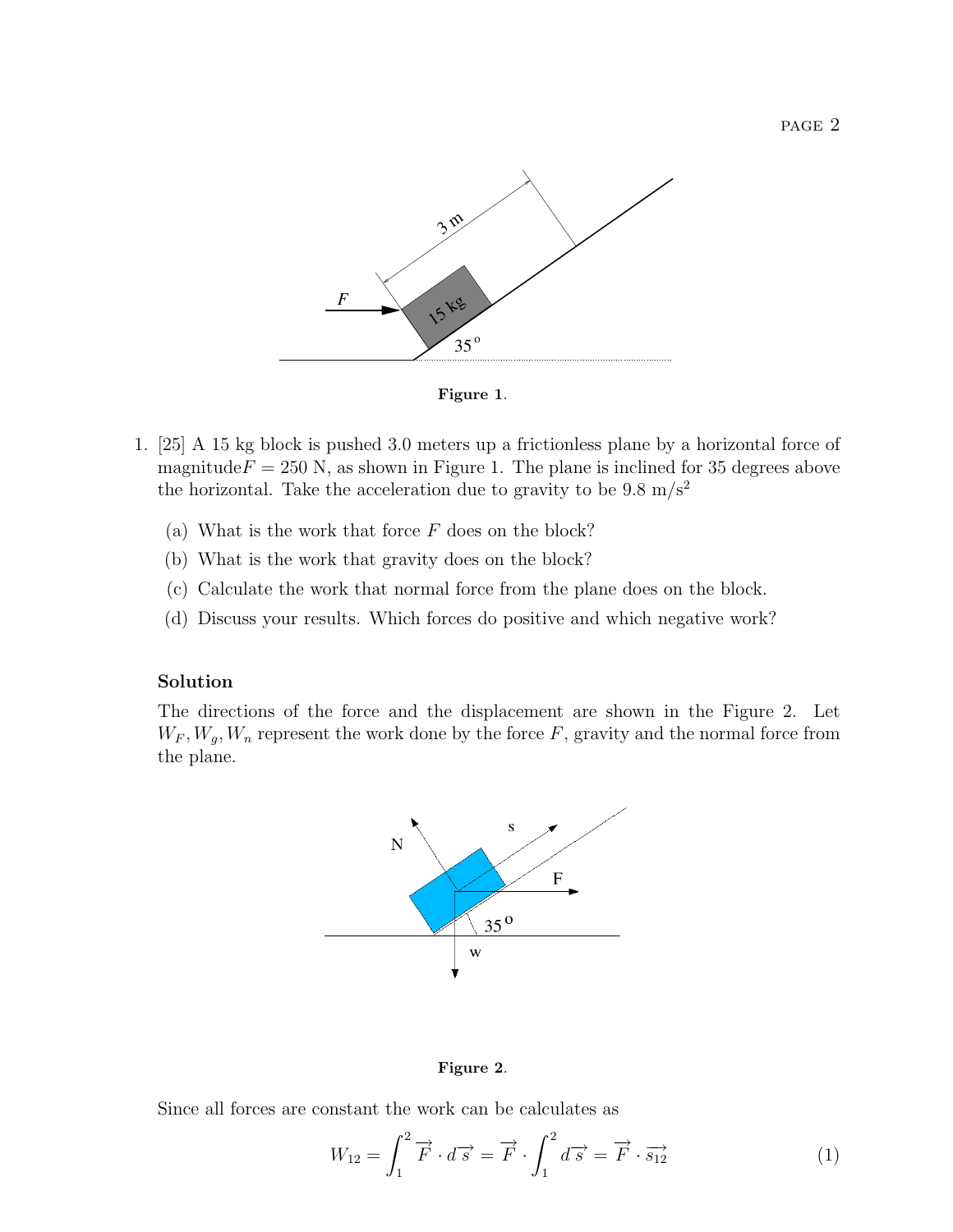**Figure 1**.

1. [25] A 15 kg block is pushed 3.0 meters up a frictionless plane by a horizontal force of magnitude$F = 250$ N, as shown in Figure 1. The plane is inclined for 35 degrees above the horizontal. Take the acceleration due to gravity to be 9.8 m/s$^2$

   (a) What is the work that force $F$ does on the block?

   (b) What is the work that gravity does on the block?

   (c) Calculate the work that normal force from the plane does on the block.

   (d) Discuss your results. Which forces do positive and which negative work?

**Solution**

The directions of the force and the displacement are shown in the Figure 2. Let $W_F, W_g, W_n$ represent the work done by the force $F$, gravity and the normal force from the plane.

**Figure 2**.

Since all forces are constant the work can be calculates as

$$W_{12} = \int_1^2 \overrightarrow{F} \cdot d\overrightarrow{s} = \overrightarrow{F} \cdot \int_1^2 d\overrightarrow{s} = \overrightarrow{F} \cdot \overrightarrow{s_{12}} \quad (1)$$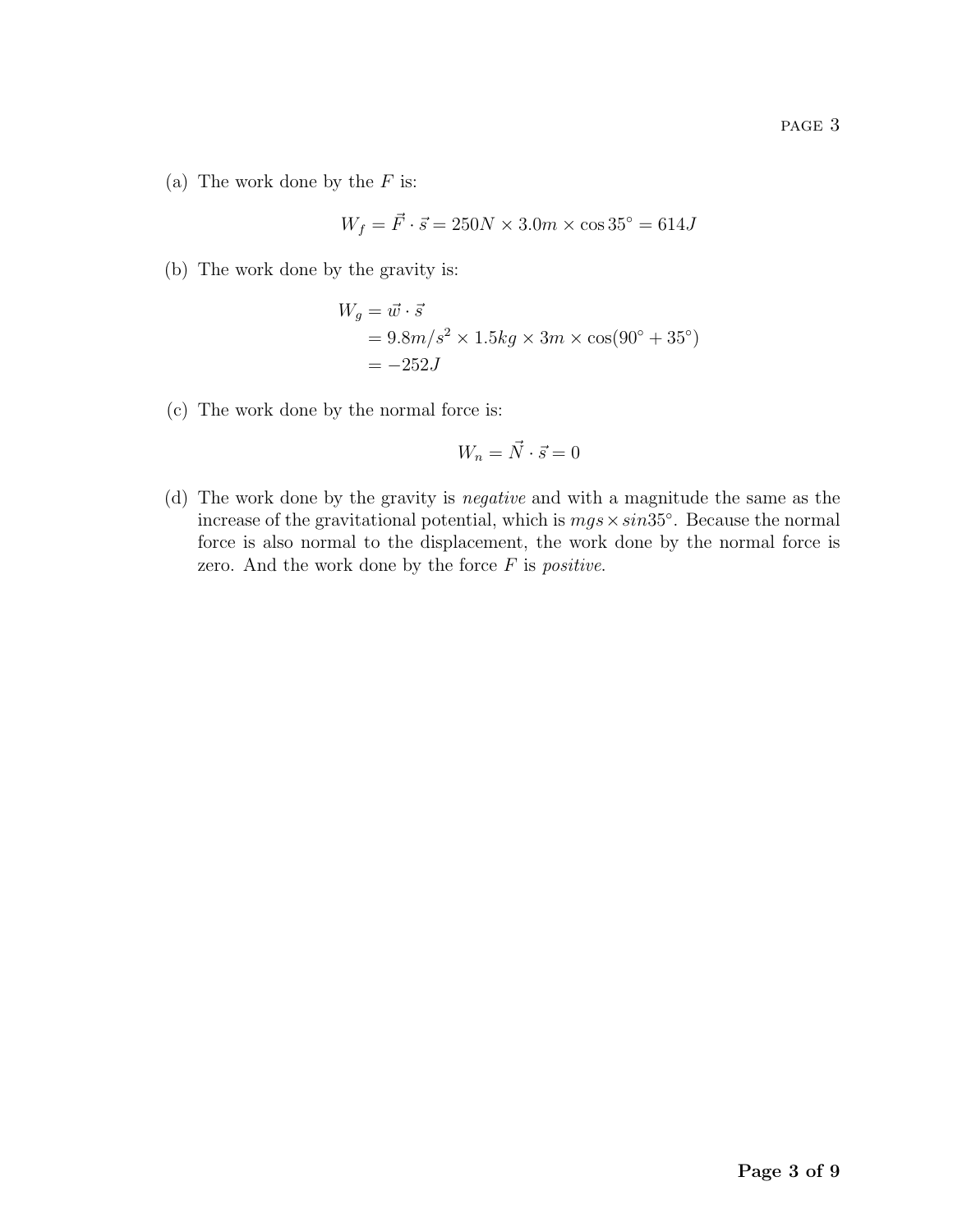(a) The work done by the $F$ is:

$$W_f = \vec{F} \cdot \vec{s} = 250N \times 3.0m \times \cos 35^\circ = 614J$$

(b) The work done by the gravity is:

$$\begin{aligned} W_g &= \vec{w} \cdot \vec{s} \\ &= 9.8m/s^2 \times 1.5kg \times 3m \times \cos(90^\circ + 35^\circ) \\ &= -252J \end{aligned}$$

(c) The work done by the normal force is:

$$W_n = \vec{N} \cdot \vec{s} = 0$$

(d) The work done by the gravity is *negative* and with a magnitude the same as the increase of the gravitational potential, which is $mgs \times sin35^\circ$. Because the normal force is also normal to the displacement, the work done by the normal force is zero. And the work done by the force $F$ is *positive*.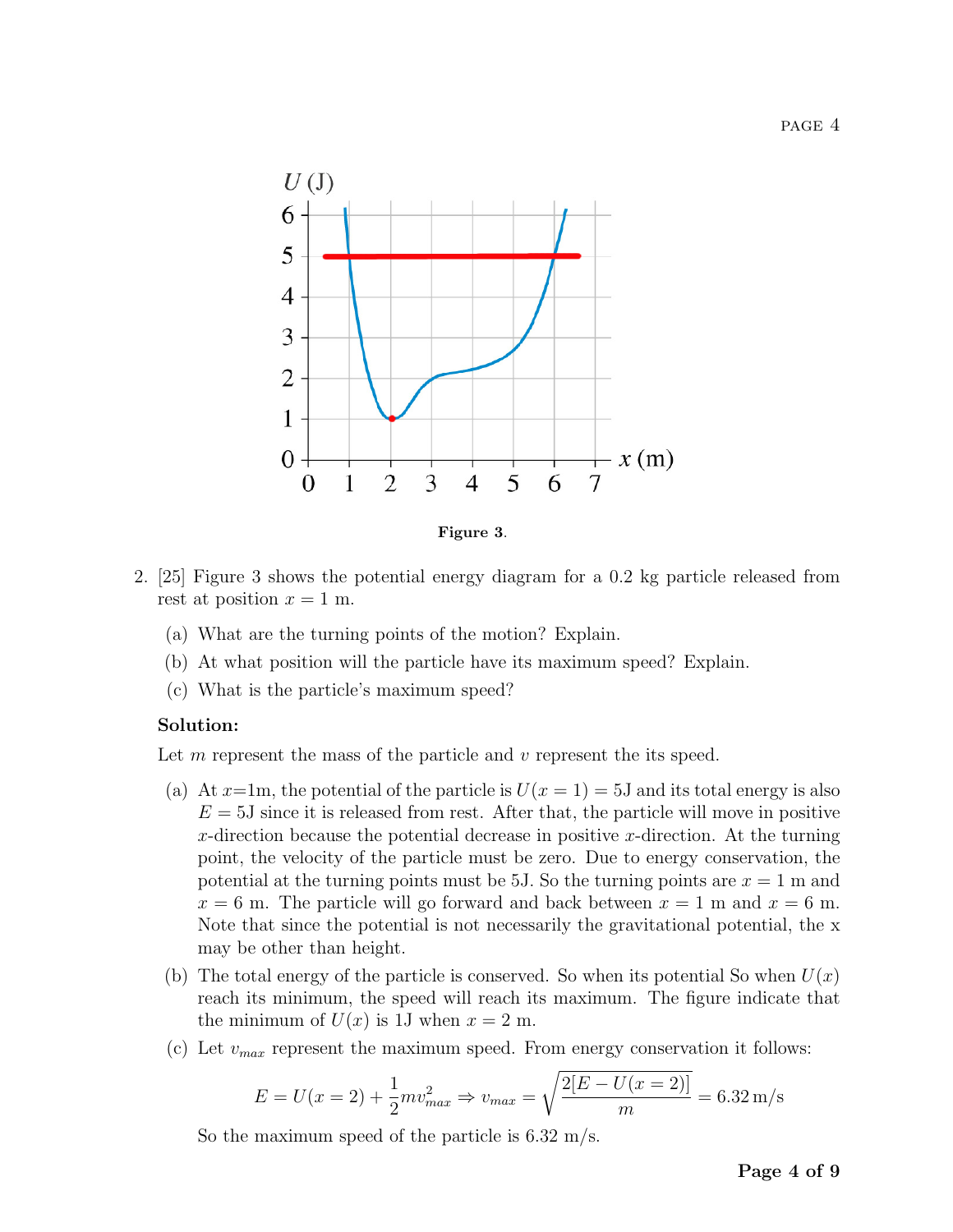**Figure 3.**

2. [25] Figure 3 shows the potential energy diagram for a 0.2 kg particle released from rest at position $x = 1$ m.

   (a) What are the turning points of the motion? Explain.

   (b) At what position will the particle have its maximum speed? Explain.

   (c) What is the particle's maximum speed?

**Solution:**

Let $m$ represent the mass of the particle and $v$ represent the its speed.

(a) At $x$=1m, the potential of the particle is $U(x = 1) = 5$J and its total energy is also $E = 5$J since it is released from rest. After that, the particle will move in positive $x$-direction because the potential decrease in positive $x$-direction. At the turning point, the velocity of the particle must be zero. Due to energy conservation, the potential at the turning points must be 5J. So the turning points are $x = 1$ m and $x = 6$ m. The particle will go forward and back between $x = 1$ m and $x = 6$ m. Note that since the potential is not necessarily the gravitational potential, the x may be other than height.

(b) The total energy of the particle is conserved. So when its potential So when $U(x)$ reach its minimum, the speed will reach its maximum. The figure indicate that the minimum of $U(x)$ is 1J when $x = 2$ m.

(c) Let $v_{max}$ represent the maximum speed. From energy conservation it follows:

$$E = U(x = 2) + \frac{1}{2}mv_{max}^2 \Rightarrow v_{max} = \sqrt{\frac{2[E - U(x = 2)]}{m}} = 6.32\,\text{m/s}$$

So the maximum speed of the particle is 6.32 m/s.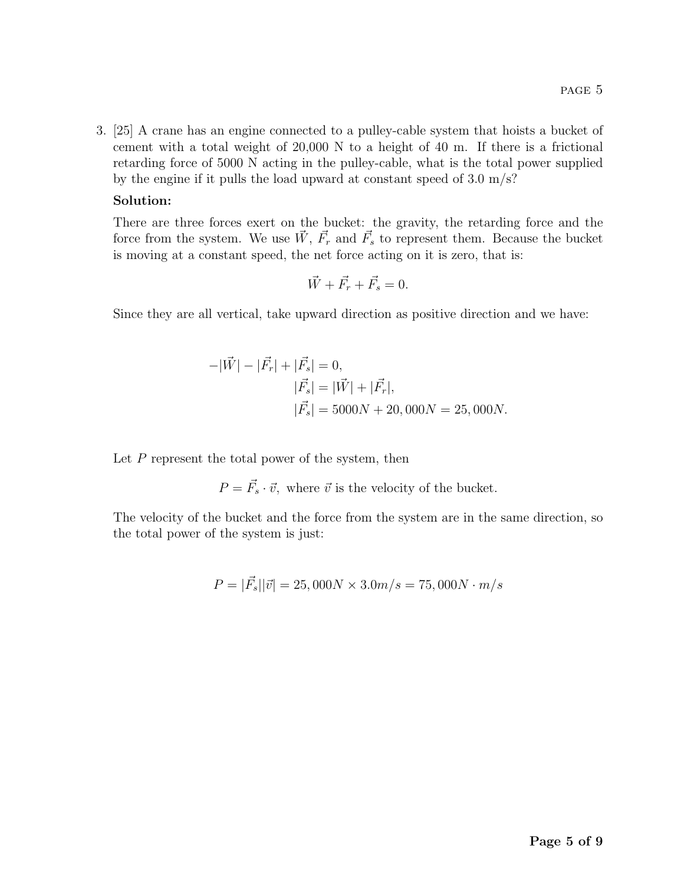3. [25] A crane has an engine connected to a pulley-cable system that hoists a bucket of cement with a total weight of 20,000 N to a height of 40 m. If there is a frictional retarding force of 5000 N acting in the pulley-cable, what is the total power supplied by the engine if it pulls the load upward at constant speed of 3.0 m/s?

   **Solution:**

   There are three forces exert on the bucket: the gravity, the retarding force and the force from the system. We use $\vec{W}$, $\vec{F_r}$ and $\vec{F_s}$ to represent them. Because the bucket is moving at a constant speed, the net force acting on it is zero, that is:

   $$\vec{W} + \vec{F_r} + \vec{F_s} = 0.$$

   Since they are all vertical, take upward direction as positive direction and we have:

   $$-|\vec{W}| - |\vec{F_r}| + |\vec{F_s}| = 0,$$
   $$|\vec{F_s}| = |\vec{W}| + |\vec{F_r}|,$$
   $$|\vec{F_s}| = 5000N + 20,000N = 25,000N.$$

   Let $P$ represent the total power of the system, then

   $$P = \vec{F_s} \cdot \vec{v}, \text{ where } \vec{v} \text{ is the velocity of the bucket.}$$

   The velocity of the bucket and the force from the system are in the same direction, so the total power of the system is just:

   $$P = |\vec{F_s}||\vec{v}| = 25,000N \times 3.0m/s = 75,000N \cdot m/s$$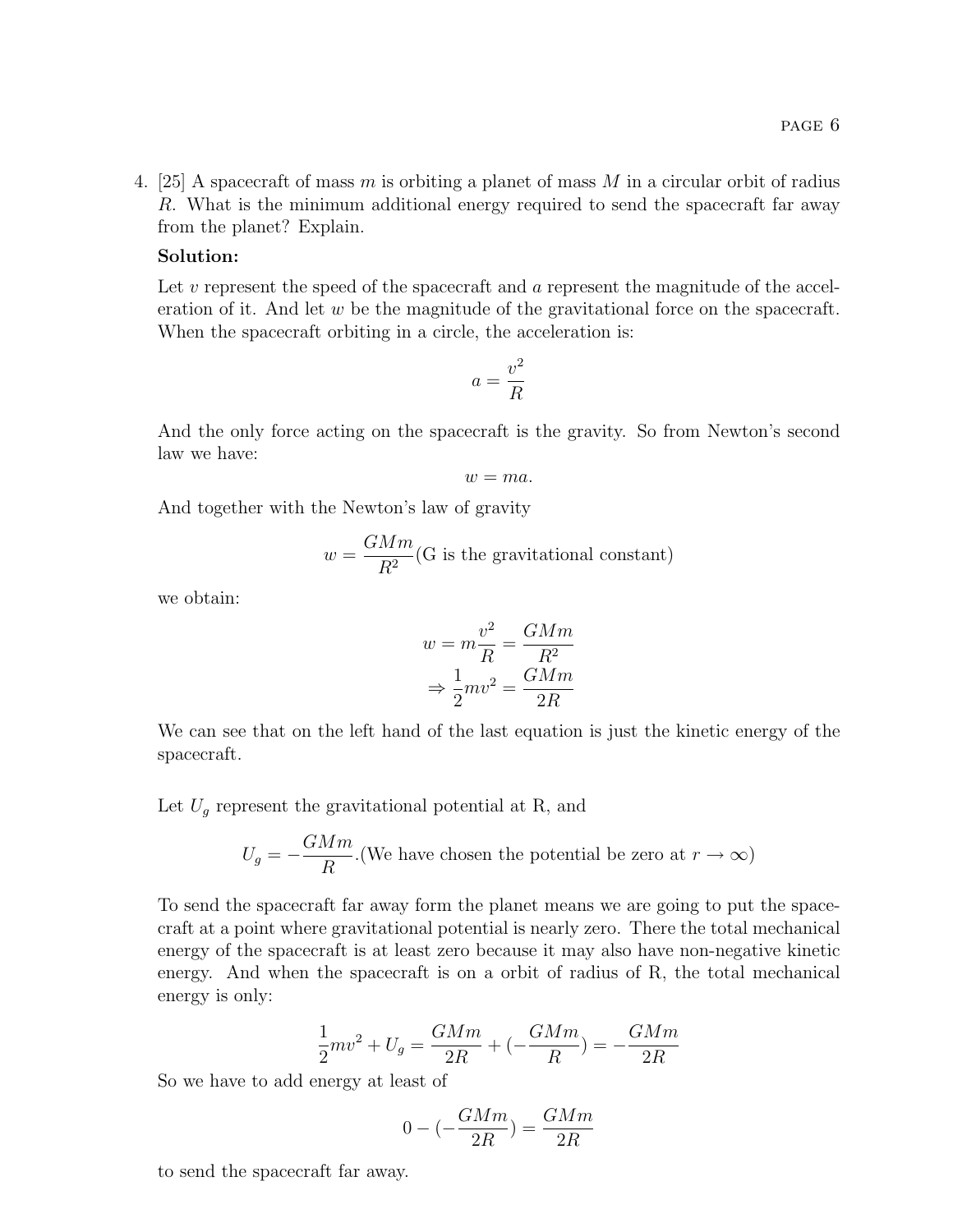4. [25] A spacecraft of mass $m$ is orbiting a planet of mass $M$ in a circular orbit of radius $R$. What is the minimum additional energy required to send the spacecraft far away from the planet? Explain.

**Solution:**

Let $v$ represent the speed of the spacecraft and $a$ represent the magnitude of the acceleration of it. And let $w$ be the magnitude of the gravitational force on the spacecraft. When the spacecraft orbiting in a circle, the acceleration is:

$$a = \frac{v^2}{R}$$

And the only force acting on the spacecraft is the gravity. So from Newton's second law we have:

$$w = ma.$$

And together with the Newton's law of gravity

$$w = \frac{GMm}{R^2} \text{(G is the gravitational constant)}$$

we obtain:

$$w = m\frac{v^2}{R} = \frac{GMm}{R^2}$$
$$\Rightarrow \frac{1}{2}mv^2 = \frac{GMm}{2R}$$

We can see that on the left hand of the last equation is just the kinetic energy of the spacecraft.

Let $U_g$ represent the gravitational potential at R, and

$$U_g = -\frac{GMm}{R}.\text{(We have chosen the potential be zero at } r \to \infty\text{)}$$

To send the spacecraft far away form the planet means we are going to put the spacecraft at a point where gravitational potential is nearly zero. There the total mechanical energy of the spacecraft is at least zero because it may also have non-negative kinetic energy. And when the spacecraft is on a orbit of radius of R, the total mechanical energy is only:

$$\frac{1}{2}mv^2 + U_g = \frac{GMm}{2R} + (-\frac{GMm}{R}) = -\frac{GMm}{2R}$$

So we have to add energy at least of

$$0 - (-\frac{GMm}{2R}) = \frac{GMm}{2R}$$

to send the spacecraft far away.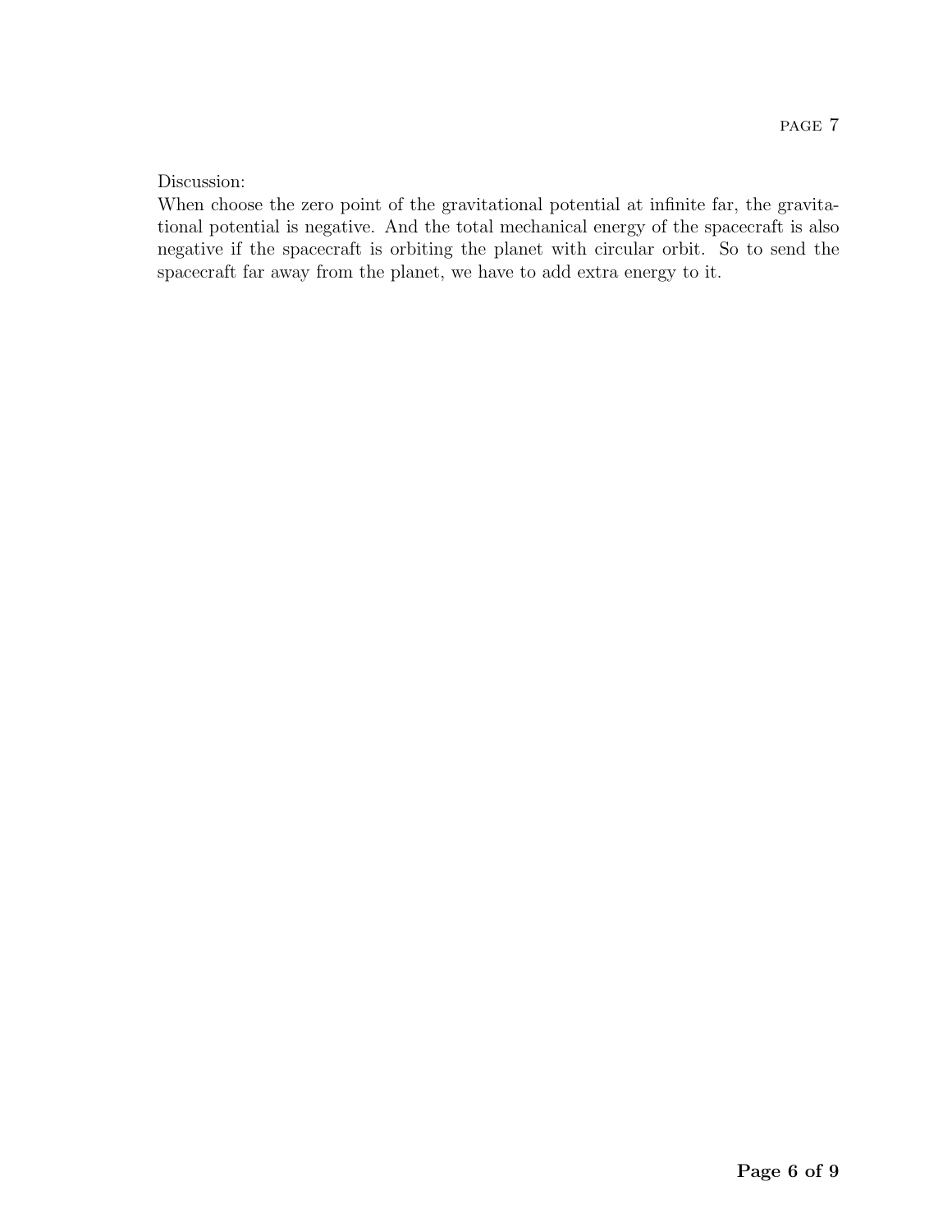Discussion:

When choose the zero point of the gravitational potential at infinite far, the gravitational potential is negative. And the total mechanical energy of the spacecraft is also negative if the spacecraft is orbiting the planet with circular orbit. So to send the spacecraft far away from the planet, we have to add extra energy to it.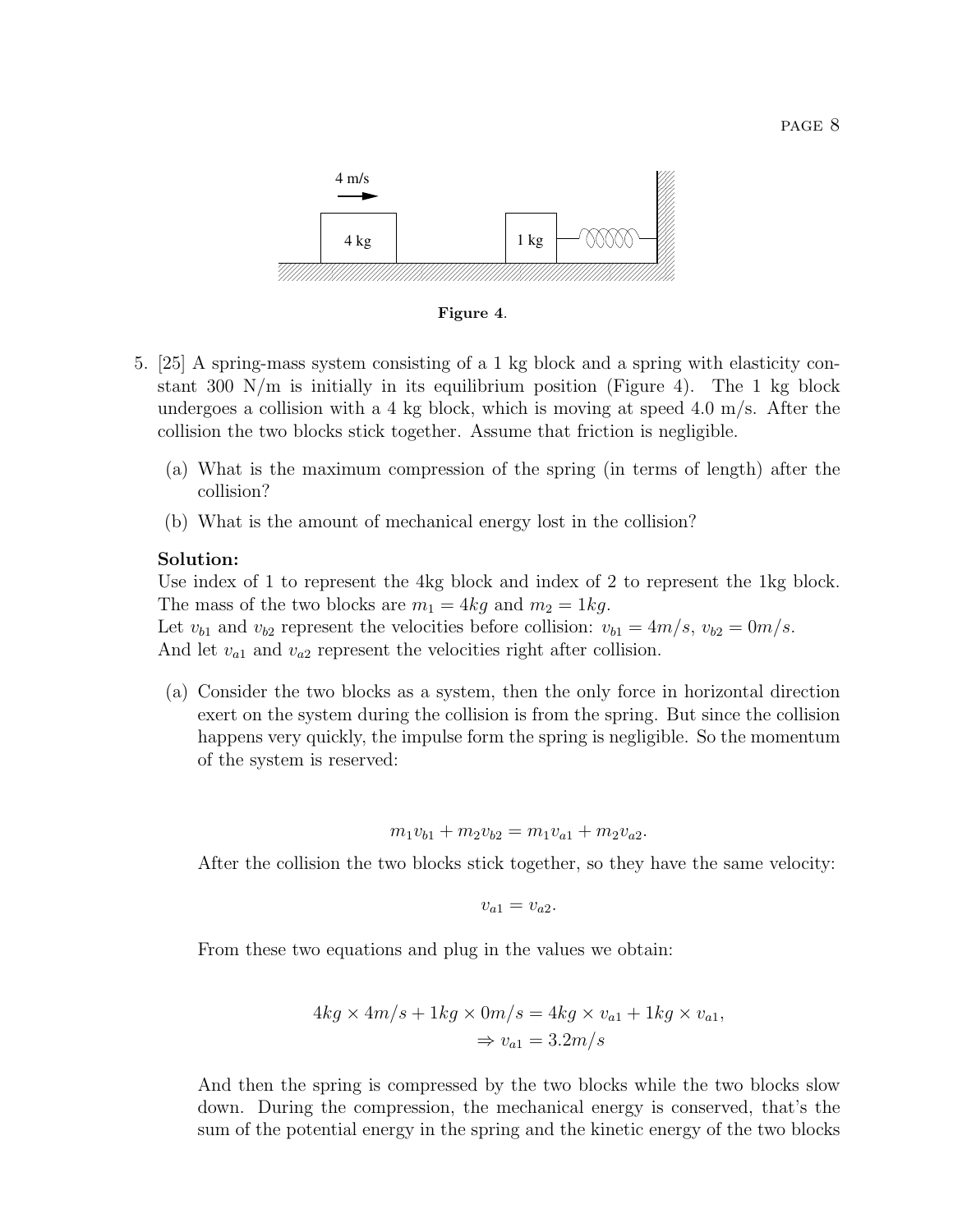Figure 4.

5. [25] A spring-mass system consisting of a 1 kg block and a spring with elasticity constant 300 N/m is initially in its equilibrium position (Figure 4). The 1 kg block undergoes a collision with a 4 kg block, which is moving at speed 4.0 m/s. After the collision the two blocks stick together. Assume that friction is negligible.

   (a) What is the maximum compression of the spring (in terms of length) after the collision?

   (b) What is the amount of mechanical energy lost in the collision?

**Solution:**

Use index of 1 to represent the 4kg block and index of 2 to represent the 1kg block. The mass of the two blocks are $m_1 = 4kg$ and $m_2 = 1kg$.

Let $v_{b1}$ and $v_{b2}$ represent the velocities before collision: $v_{b1} = 4m/s$, $v_{b2} = 0m/s$.

And let $v_{a1}$ and $v_{a2}$ represent the velocities right after collision.

(a) Consider the two blocks as a system, then the only force in horizontal direction exert on the system during the collision is from the spring. But since the collision happens very quickly, the impulse form the spring is negligible. So the momentum of the system is reserved:

$$m_1 v_{b1} + m_2 v_{b2} = m_1 v_{a1} + m_2 v_{a2}.$$

After the collision the two blocks stick together, so they have the same velocity:

$$v_{a1} = v_{a2}.$$

From these two equations and plug in the values we obtain:

$$4kg \times 4m/s + 1kg \times 0m/s = 4kg \times v_{a1} + 1kg \times v_{a1},$$
$$\Rightarrow v_{a1} = 3.2m/s$$

And then the spring is compressed by the two blocks while the two blocks slow down. During the compression, the mechanical energy is conserved, that's the sum of the potential energy in the spring and the kinetic energy of the two blocks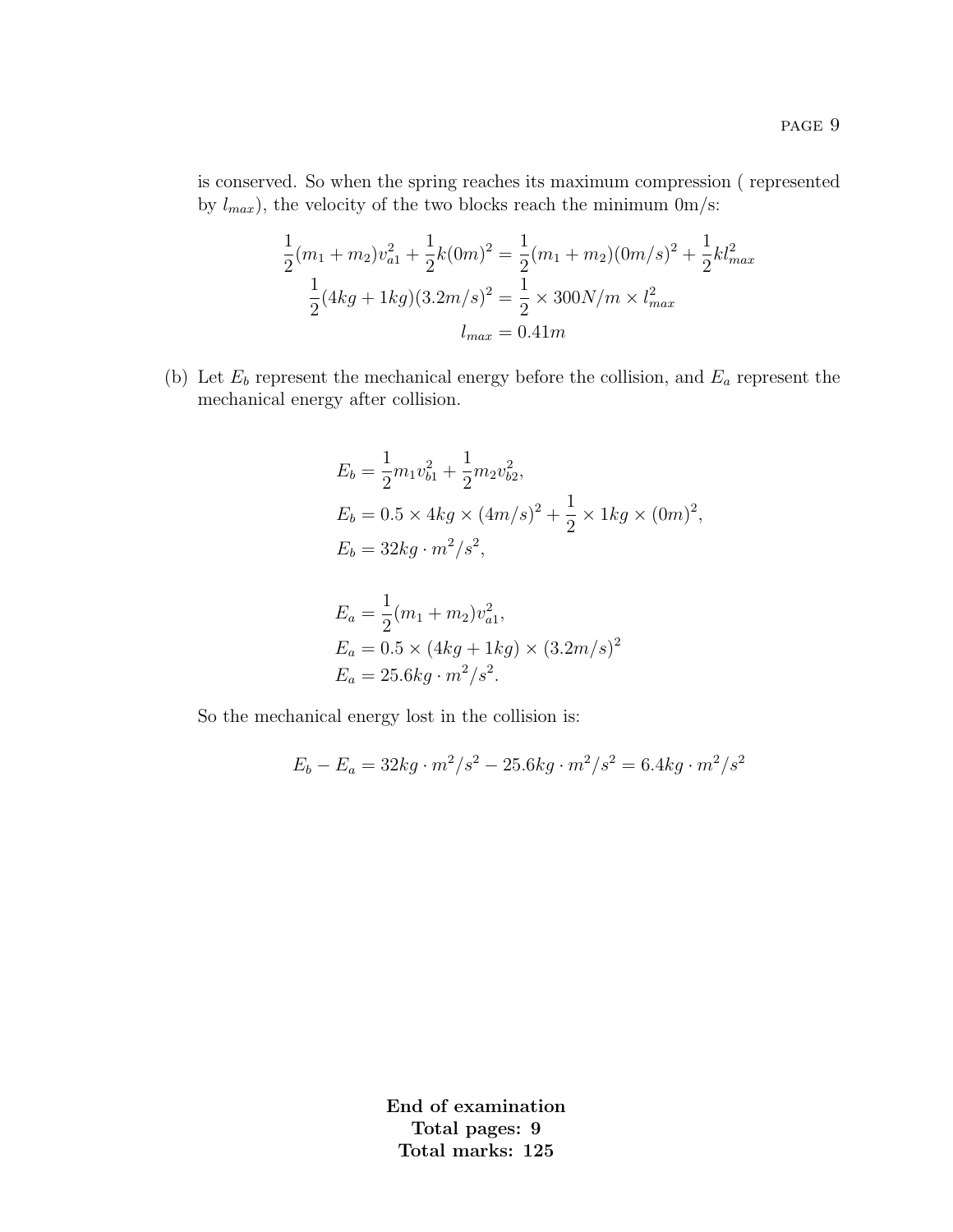is conserved. So when the spring reaches its maximum compression ( represented by $l_{max}$), the velocity of the two blocks reach the minimum 0m/s:

$$\frac{1}{2}(m_1 + m_2)v_{a1}^2 + \frac{1}{2}k(0m)^2 = \frac{1}{2}(m_1 + m_2)(0m/s)^2 + \frac{1}{2}kl_{max}^2$$
$$\frac{1}{2}(4kg + 1kg)(3.2m/s)^2 = \frac{1}{2} \times 300N/m \times l_{max}^2$$
$$l_{max} = 0.41m$$

(b) Let $E_b$ represent the mechanical energy before the collision, and $E_a$ represent the mechanical energy after collision.

$$E_b = \frac{1}{2}m_1 v_{b1}^2 + \frac{1}{2}m_2 v_{b2}^2,$$
$$E_b = 0.5 \times 4kg \times (4m/s)^2 + \frac{1}{2} \times 1kg \times (0m)^2,$$
$$E_b = 32kg \cdot m^2/s^2,$$

$$E_a = \frac{1}{2}(m_1 + m_2)v_{a1}^2,$$
$$E_a = 0.5 \times (4kg + 1kg) \times (3.2m/s)^2$$
$$E_a = 25.6kg \cdot m^2/s^2.$$

So the mechanical energy lost in the collision is:

$$E_b - E_a = 32kg \cdot m^2/s^2 - 25.6kg \cdot m^2/s^2 = 6.4kg \cdot m^2/s^2$$

**End of examination**
**Total pages: 9**
**Total marks: 125**